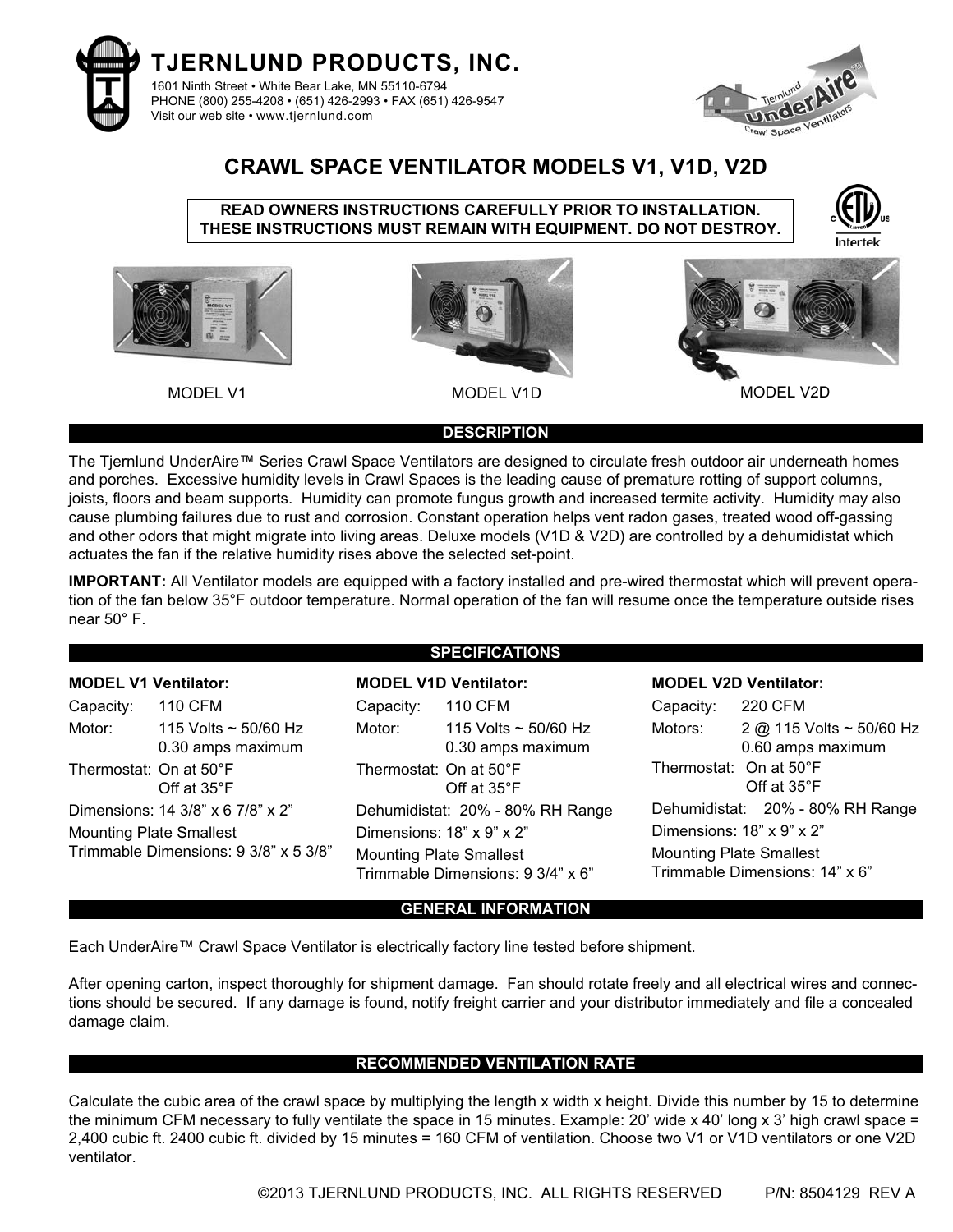# TJERNLUND PRODUCTS, INC.

1601 Ninth Street • White Bear Lake, MN 55110-6794
PHONE (800) 255-4208 • (651) 426-2993 • FAX (651) 426-9547
Visit our web site • www.tjernlund.com

## CRAWL SPACE VENTILATOR MODELS V1, V1D, V2D

**READ OWNERS INSTRUCTIONS CAREFULLY PRIOR TO INSTALLATION. THESE INSTRUCTIONS MUST REMAIN WITH EQUIPMENT. DO NOT DESTROY.**

MODEL V1 MODEL V1D MODEL V2D

### DESCRIPTION

The Tjernlund UnderAire™ Series Crawl Space Ventilators are designed to circulate fresh outdoor air underneath homes and porches. Excessive humidity levels in Crawl Spaces is the leading cause of premature rotting of support columns, joists, floors and beam supports. Humidity can promote fungus growth and increased termite activity. Humidity may also cause plumbing failures due to rust and corrosion. Constant operation helps vent radon gases, treated wood off-gassing and other odors that might migrate into living areas. Deluxe models (V1D & V2D) are controlled by a dehumidistat which actuates the fan if the relative humidity rises above the selected set-point.

**IMPORTANT:** All Ventilator models are equipped with a factory installed and pre-wired thermostat which will prevent operation of the fan below 35°F outdoor temperature. Normal operation of the fan will resume once the temperature outside rises near 50° F.

### SPECIFICATIONS

**MODEL V1 Ventilator:**

Capacity: 110 CFM
Motor: 115 Volts ~ 50/60 Hz, 0.30 amps maximum
Thermostat: On at 50°F, Off at 35°F
Dimensions: 14 3/8" x 6 7/8" x 2"
Mounting Plate Smallest Trimmable Dimensions: 9 3/8" x 5 3/8"

**MODEL V1D Ventilator:**

Capacity: 110 CFM
Motor: 115 Volts ~ 50/60 Hz, 0.30 amps maximum
Thermostat: On at 50°F, Off at 35°F
Dehumidistat: 20% - 80% RH Range
Dimensions: 18" x 9" x 2"
Mounting Plate Smallest Trimmable Dimensions: 9 3/4" x 6"

**MODEL V2D Ventilator:**

Capacity: 220 CFM
Motors: 2 @ 115 Volts ~ 50/60 Hz, 0.60 amps maximum
Thermostat: On at 50°F, Off at 35°F
Dehumidistat: 20% - 80% RH Range
Dimensions: 18" x 9" x 2"
Mounting Plate Smallest Trimmable Dimensions: 14" x 6"

### GENERAL INFORMATION

Each UnderAire™ Crawl Space Ventilator is electrically factory line tested before shipment.

After opening carton, inspect thoroughly for shipment damage. Fan should rotate freely and all electrical wires and connections should be secured. If any damage is found, notify freight carrier and your distributor immediately and file a concealed damage claim.

### RECOMMENDED VENTILATION RATE

Calculate the cubic area of the crawl space by multiplying the length x width x height. Divide this number by 15 to determine the minimum CFM necessary to fully ventilate the space in 15 minutes. Example: 20' wide x 40' long x 3' high crawl space = 2,400 cubic ft. 2400 cubic ft. divided by 15 minutes = 160 CFM of ventilation. Choose two V1 or V1D ventilators or one V2D ventilator.

©2013 TJERNLUND PRODUCTS, INC. ALL RIGHTS RESERVED P/N: 8504129 REV A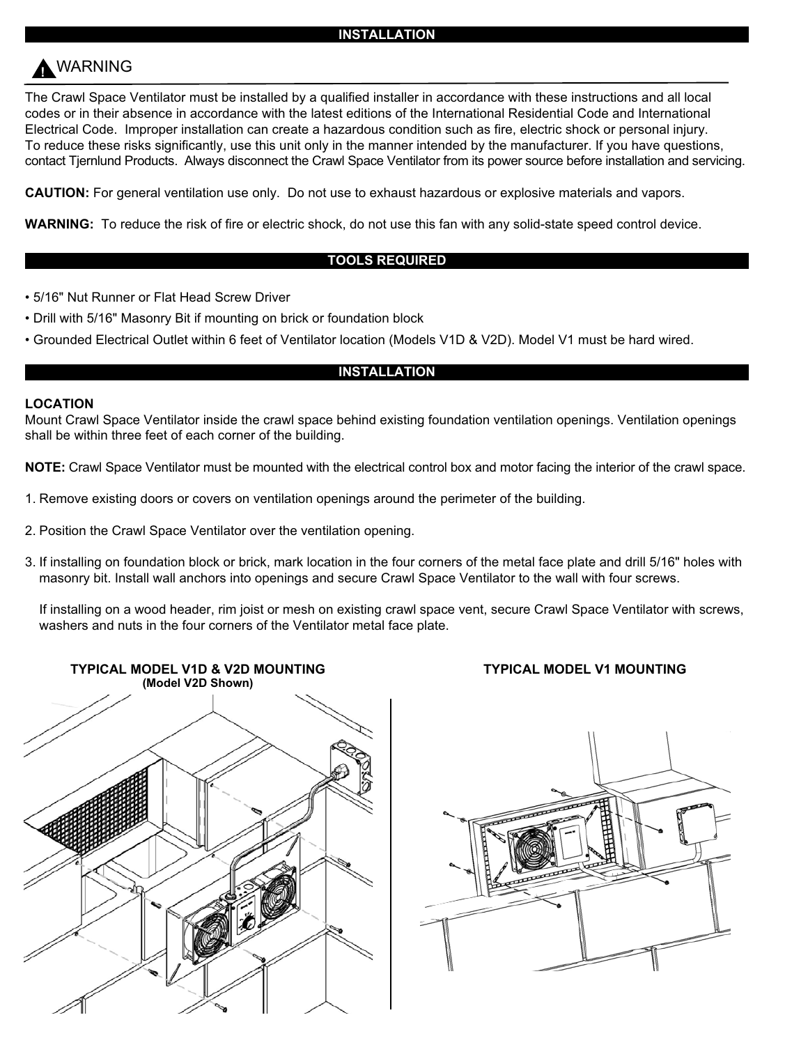## INSTALLATION

**⚠ WARNING**

The Crawl Space Ventilator must be installed by a qualified installer in accordance with these instructions and all local codes or in their absence in accordance with the latest editions of the International Residential Code and International Electrical Code. Improper installation can create a hazardous condition such as fire, electric shock or personal injury. To reduce these risks significantly, use this unit only in the manner intended by the manufacturer. If you have questions, contact Tjernlund Products. Always disconnect the Crawl Space Ventilator from its power source before installation and servicing.

**CAUTION:** For general ventilation use only. Do not use to exhaust hazardous or explosive materials and vapors.

**WARNING:** To reduce the risk of fire or electric shock, do not use this fan with any solid-state speed control device.

## TOOLS REQUIRED

- 5/16" Nut Runner or Flat Head Screw Driver
- Drill with 5/16" Masonry Bit if mounting on brick or foundation block
- Grounded Electrical Outlet within 6 feet of Ventilator location (Models V1D & V2D). Model V1 must be hard wired.

## INSTALLATION

**LOCATION**

Mount Crawl Space Ventilator inside the crawl space behind existing foundation ventilation openings. Ventilation openings shall be within three feet of each corner of the building.

**NOTE:** Crawl Space Ventilator must be mounted with the electrical control box and motor facing the interior of the crawl space.

1. Remove existing doors or covers on ventilation openings around the perimeter of the building.
2. Position the Crawl Space Ventilator over the ventilation opening.
3. If installing on foundation block or brick, mark location in the four corners of the metal face plate and drill 5/16" holes with masonry bit. Install wall anchors into openings and secure Crawl Space Ventilator to the wall with four screws.

   If installing on a wood header, rim joist or mesh on existing crawl space vent, secure Crawl Space Ventilator with screws, washers and nuts in the four corners of the Ventilator metal face plate.

**TYPICAL MODEL V1D & V2D MOUNTING**
**(Model V2D Shown)**

**TYPICAL MODEL V1 MOUNTING**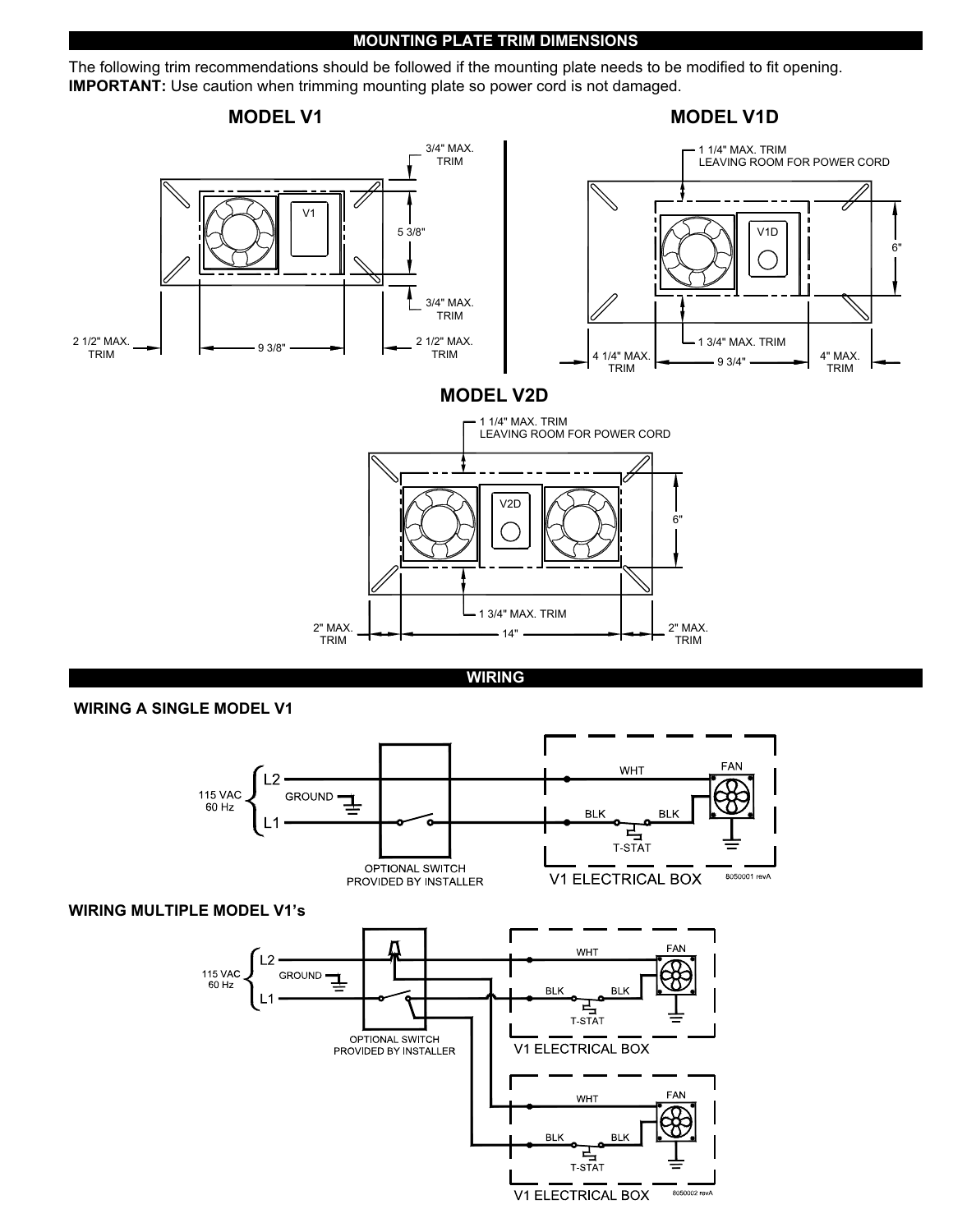## MOUNTING PLATE TRIM DIMENSIONS

The following trim recommendations should be followed if the mounting plate needs to be modified to fit opening.
**IMPORTANT:** Use caution when trimming mounting plate so power cord is not damaged.

### MODEL V1

3/4" MAX. TRIM

5 3/8"

3/4" MAX. TRIM

2 1/2" MAX. TRIM — 9 3/8" — 2 1/2" MAX. TRIM

### MODEL V1D

1 1/4" MAX. TRIM LEAVING ROOM FOR POWER CORD

6"

1 3/4" MAX. TRIM

4 1/4" MAX. TRIM — 9 3/4" — 4" MAX. TRIM

### MODEL V2D

1 1/4" MAX. TRIM LEAVING ROOM FOR POWER CORD

6"

1 3/4" MAX. TRIM

2" MAX. TRIM — 14" — 2" MAX. TRIM

## WIRING

### WIRING A SINGLE MODEL V1

115 VAC 60 Hz: L2, GROUND, L1

OPTIONAL SWITCH PROVIDED BY INSTALLER

V1 ELECTRICAL BOX: WHT, BLK, BLK, T-STAT, FAN

8050001 revA

### WIRING MULTIPLE MODEL V1's

115 VAC 60 Hz: L2, GROUND, L1

OPTIONAL SWITCH PROVIDED BY INSTALLER

V1 ELECTRICAL BOX: WHT, BLK, BLK, T-STAT, FAN

V1 ELECTRICAL BOX: WHT, BLK, BLK, T-STAT, FAN

8050002 revA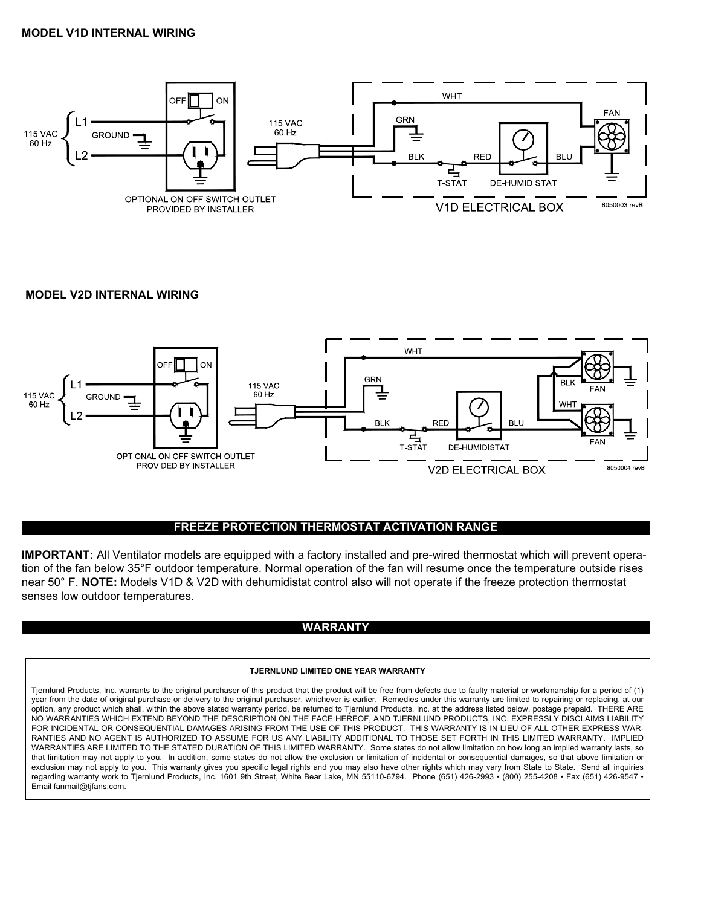## MODEL V1D INTERNAL WIRING

115 VAC
60 Hz
L1
L2
GROUND
OFF
ON
OPTIONAL ON-OFF SWITCH-OUTLET
PROVIDED BY INSTALLER
115 VAC
60 Hz
WHT
GRN
BLK
RED
BLU
FAN
T-STAT
DE-HUMIDISTAT
V1D ELECTRICAL BOX
8050003 revB

## MODEL V2D INTERNAL WIRING

115 VAC
60 Hz
L1
L2
GROUND
OFF
ON
OPTIONAL ON-OFF SWITCH-OUTLET
PROVIDED BY INSTALLER
115 VAC
60 Hz
WHT
GRN
BLK
RED
BLU
BLK
WHT
FAN
FAN
T-STAT
DE-HUMIDISTAT
V2D ELECTRICAL BOX
8050004 revB

## FREEZE PROTECTION THERMOSTAT ACTIVATION RANGE

**IMPORTANT:** All Ventilator models are equipped with a factory installed and pre-wired thermostat which will prevent operation of the fan below 35°F outdoor temperature. Normal operation of the fan will resume once the temperature outside rises near 50° F. **NOTE:** Models V1D & V2D with dehumidistat control also will not operate if the freeze protection thermostat senses low outdoor temperatures.

## WARRANTY

**TJERNLUND LIMITED ONE YEAR WARRANTY**

Tjernlund Products, Inc. warrants to the original purchaser of this product that the product will be free from defects due to faulty material or workmanship for a period of (1) year from the date of original purchase or delivery to the original purchaser, whichever is earlier. Remedies under this warranty are limited to repairing or replacing, at our option, any product which shall, within the above stated warranty period, be returned to Tjernlund Products, Inc. at the address listed below, postage prepaid. THERE ARE NO WARRANTIES WHICH EXTEND BEYOND THE DESCRIPTION ON THE FACE HEREOF, AND TJERNLUND PRODUCTS, INC. EXPRESSLY DISCLAIMS LIABILITY FOR INCIDENTAL OR CONSEQUENTIAL DAMAGES ARISING FROM THE USE OF THIS PRODUCT. THIS WARRANTY IS IN LIEU OF ALL OTHER EXPRESS WARRANTIES AND NO AGENT IS AUTHORIZED TO ASSUME FOR US ANY LIABILITY ADDITIONAL TO THOSE SET FORTH IN THIS LIMITED WARRANTY. IMPLIED WARRANTIES ARE LIMITED TO THE STATED DURATION OF THIS LIMITED WARRANTY. Some states do not allow limitation on how long an implied warranty lasts, so that limitation may not apply to you. In addition, some states do not allow the exclusion or limitation of incidental or consequential damages, so that above limitation or exclusion may not apply to you. This warranty gives you specific legal rights and you may also have other rights which may vary from State to State. Send all inquiries regarding warranty work to Tjernlund Products, Inc. 1601 9th Street, White Bear Lake, MN 55110-6794. Phone (651) 426-2993 • (800) 255-4208 • Fax (651) 426-9547 • Email fanmail@tjfans.com.